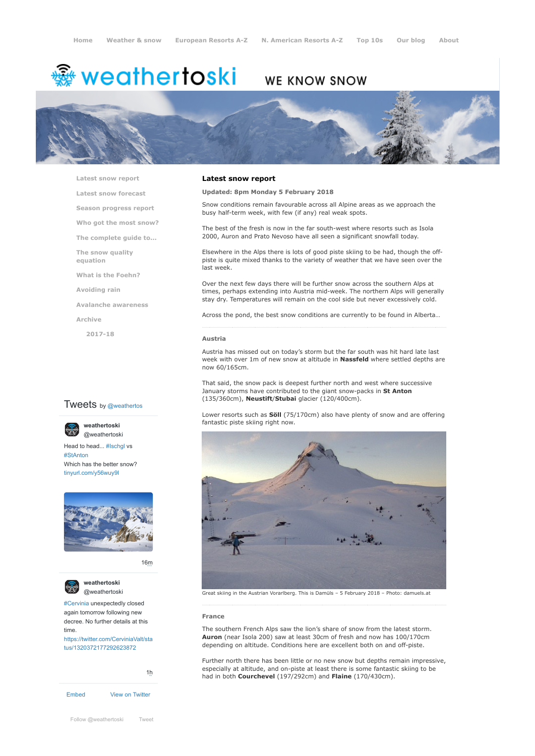Home | Weather & snow | European Resorts A-Z | N. American Resorts A-Z | Top 10s | Our blog | About

weathertoski WE KNOW SNOW

- Latest snow report
- Latest snow forecast
- Season progress report
- Who got the most snow?
- The complete guide to...
- The snow quality equation
- What is the Foehn?
- Avoiding rain
- Avalanche awareness
- Archive
  - 2017-18

## Latest snow report

**Updated: 8pm Monday 5 February 2018**

Snow conditions remain favourable across all Alpine areas as we approach the busy half-term week, with few (if any) real weak spots.

The best of the fresh is now in the far south-west where resorts such as Isola 2000, Auron and Prato Nevoso have all seen a significant snowfall today.

Elsewhere in the Alps there is lots of good piste skiing to be had, though the off-piste is quite mixed thanks to the variety of weather that we have seen over the last week.

Over the next few days there will be further snow across the southern Alps at times, perhaps extending into Austria mid-week. The northern Alps will generally stay dry. Temperatures will remain on the cool side but never excessively cold.

Across the pond, the best snow conditions are currently to be found in Alberta…

### Austria

Austria has missed out on today's storm but the far south was hit hard late last week with over 1m of new snow at altitude in **Nassfeld** where settled depths are now 60/165cm.

That said, the snow pack is deepest further north and west where successive January storms have contributed to the giant snow-packs in **St Anton** (135/360cm), **Neustift**/**Stubai** glacier (120/400cm).

Lower resorts such as **Söll** (75/170cm) also have plenty of snow and are offering fantastic piste skiing right now.

Great skiing in the Austrian Vorarlberg. This is Damüls – 5 February 2018 – Photo: damuels.at

### France

The southern French Alps saw the lion's share of snow from the latest storm. **Auron** (near Isola 200) saw at least 30cm of fresh and now has 100/170cm depending on altitude. Conditions here are excellent both on and off-piste.

Further north there has been little or no new snow but depths remain impressive, especially at altitude, and on-piste at least there is some fantastic skiing to be had in both **Courchevel** (197/292cm) and **Flaine** (170/430cm).

Tweets by @weathertos

weathertoski @weathertoski
Head to head... #Ischgl vs #StAnton
Which has the better snow?
tinyurl.com/y56wuy9l

16m

weathertoski @weathertoski
#Cervinia unexpectedly closed again tomorrow following new decree. No further details at this time.
https://twitter.com/CerviniaValt/status/1320372177292623872

1h

Embed | View on Twitter

Follow @weathertoski | Tweet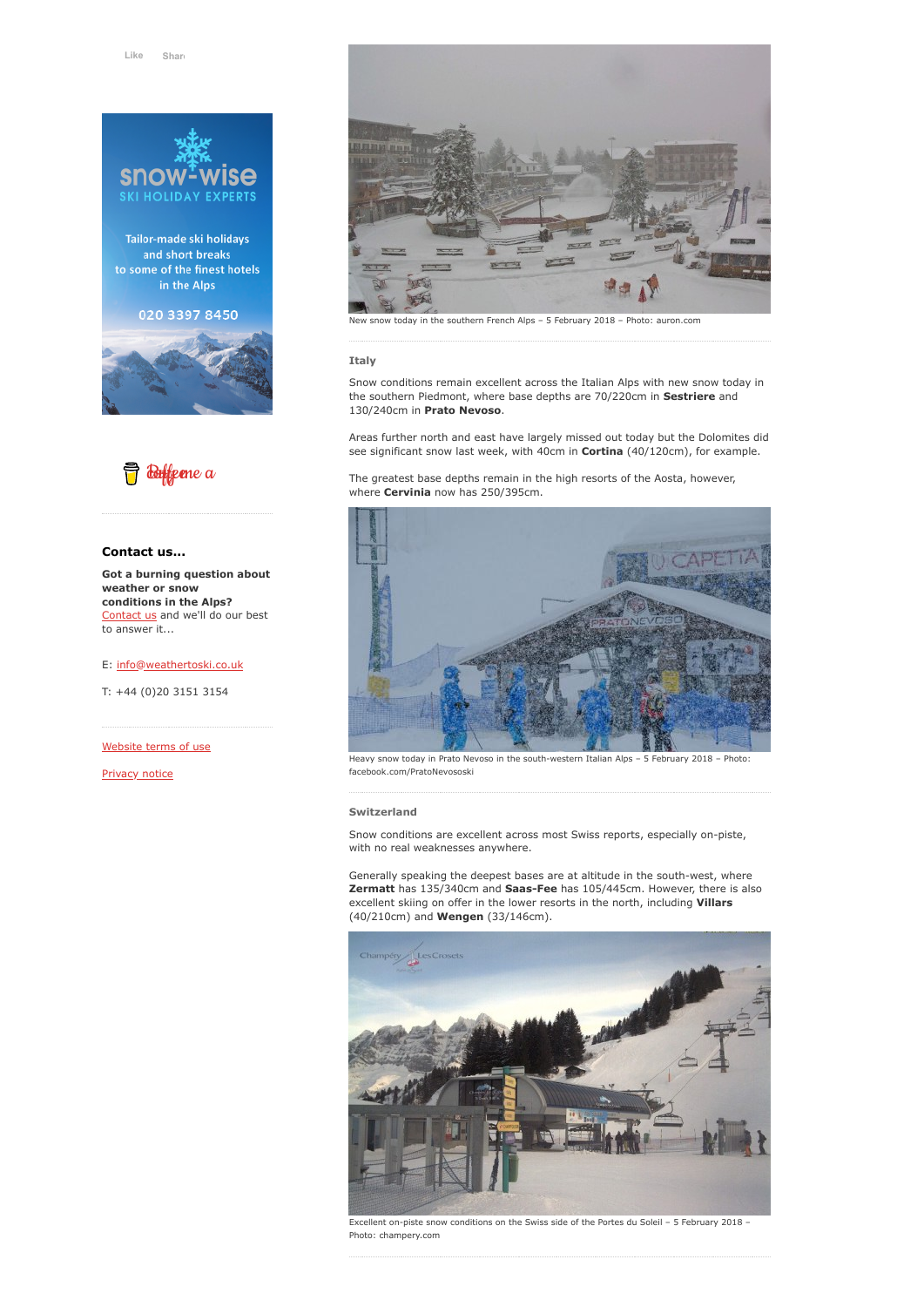Like Share

snow-wise SKI HOLIDAY EXPERTS

Tailor-made ski holidays and short breaks to some of the finest hotels in the Alps

020 3397 8450

Buy me a coffee

### Contact us...

**Got a burning question about weather or snow conditions in the Alps?** Contact us and we'll do our best to answer it...

E: info@weathertoski.co.uk

T: +44 (0)20 3151 3154

Website terms of use

Privacy notice

New snow today in the southern French Alps – 5 February 2018 – Photo: auron.com

### Italy

Snow conditions remain excellent across the Italian Alps with new snow today in the southern Piedmont, where base depths are 70/220cm in **Sestriere** and 130/240cm in **Prato Nevoso**.

Areas further north and east have largely missed out today but the Dolomites did see significant snow last week, with 40cm in **Cortina** (40/120cm), for example.

The greatest base depths remain in the high resorts of the Aosta, however, where **Cervinia** now has 250/395cm.

Heavy snow today in Prato Nevoso in the south-western Italian Alps – 5 February 2018 – Photo: facebook.com/PratoNevososki

### Switzerland

Snow conditions are excellent across most Swiss reports, especially on-piste, with no real weaknesses anywhere.

Generally speaking the deepest bases are at altitude in the south-west, where **Zermatt** has 135/340cm and **Saas-Fee** has 105/445cm. However, there is also excellent skiing on offer in the lower resorts in the north, including **Villars** (40/210cm) and **Wengen** (33/146cm).

Excellent on-piste snow conditions on the Swiss side of the Portes du Soleil – 5 February 2018 – Photo: champery.com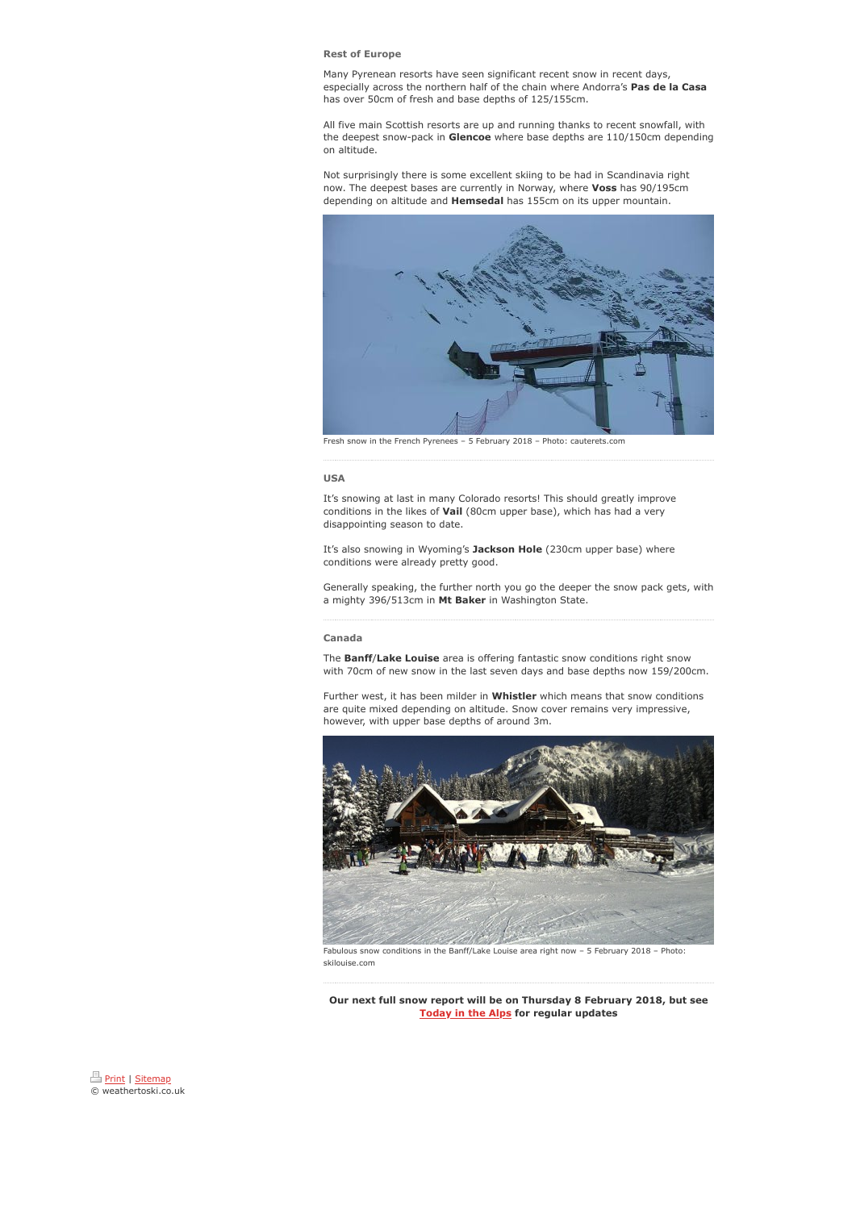### Rest of Europe

Many Pyrenean resorts have seen significant recent snow in recent days, especially across the northern half of the chain where Andorra's **Pas de la Casa** has over 50cm of fresh and base depths of 125/155cm.

All five main Scottish resorts are up and running thanks to recent snowfall, with the deepest snow-pack in **Glencoe** where base depths are 110/150cm depending on altitude.

Not surprisingly there is some excellent skiing to be had in Scandinavia right now. The deepest bases are currently in Norway, where **Voss** has 90/195cm depending on altitude and **Hemsedal** has 155cm on its upper mountain.

Fresh snow in the French Pyrenees – 5 February 2018 – Photo: cauterets.com

### USA

It's snowing at last in many Colorado resorts! This should greatly improve conditions in the likes of **Vail** (80cm upper base), which has had a very disappointing season to date.

It's also snowing in Wyoming's **Jackson Hole** (230cm upper base) where conditions were already pretty good.

Generally speaking, the further north you go the deeper the snow pack gets, with a mighty 396/513cm in **Mt Baker** in Washington State.

### Canada

The **Banff**/**Lake Louise** area is offering fantastic snow conditions right snow with 70cm of new snow in the last seven days and base depths now 159/200cm.

Further west, it has been milder in **Whistler** which means that snow conditions are quite mixed depending on altitude. Snow cover remains very impressive, however, with upper base depths of around 3m.

Fabulous snow conditions in the Banff/Lake Louise area right now – 5 February 2018 – Photo: skilouise.com

**Our next full snow report will be on Thursday 8 February 2018, but see Today in the Alps for regular updates**

Print | Sitemap
© weathertoski.co.uk